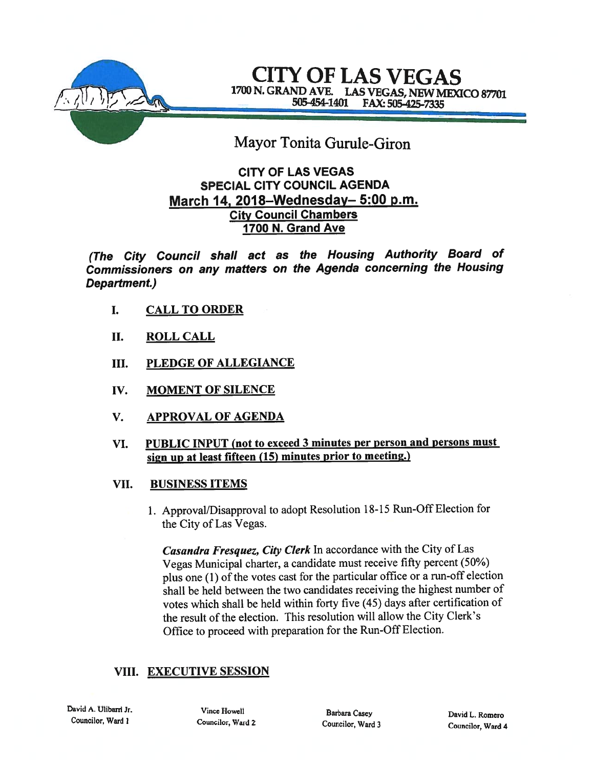# CITY OF LAS VEGAS

1700 N. GRAND AVE. LAS VEGAS, NEW MEXICO 87701
505-454-1401 FAX: 505-425-7335

## Mayor Tonita Gurule-Giron

**CITY OF LAS VEGAS**
**SPECIAL CITY COUNCIL AGENDA**
**March 14, 2018–Wednesday– 5:00 p.m.**
**City Council Chambers**
**1700 N. Grand Ave**

***(The City Council shall act as the Housing Authority Board of Commissioners on any matters on the Agenda concerning the Housing Department.)***

I. **CALL TO ORDER**

II. **ROLL CALL**

III. **PLEDGE OF ALLEGIANCE**

IV. **MOMENT OF SILENCE**

V. **APPROVAL OF AGENDA**

VI. **PUBLIC INPUT (not to exceed 3 minutes per person and persons must sign up at least fifteen (15) minutes prior to meeting.)**

VII. **BUSINESS ITEMS**

1. Approval/Disapproval to adopt Resolution 18-15 Run-Off Election for the City of Las Vegas.

   ***Casandra Fresquez, City Clerk*** In accordance with the City of Las Vegas Municipal charter, a candidate must receive fifty percent (50%) plus one (1) of the votes cast for the particular office or a run-off election shall be held between the two candidates receiving the highest number of votes which shall be held within forty five (45) days after certification of the result of the election. This resolution will allow the City Clerk's Office to proceed with preparation for the Run-Off Election.

VIII. **EXECUTIVE SESSION**

David A. Ulibarri Jr.
Councilor, Ward 1

Vince Howell
Councilor, Ward 2

Barbara Casey
Councilor, Ward 3

David L. Romero
Councilor, Ward 4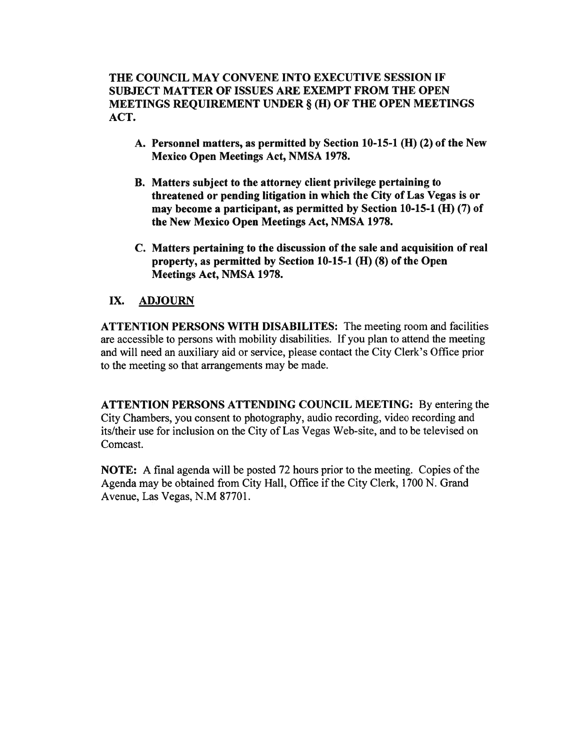**THE COUNCIL MAY CONVENE INTO EXECUTIVE SESSION IF SUBJECT MATTER OF ISSUES ARE EXEMPT FROM THE OPEN MEETINGS REQUIREMENT UNDER § (H) OF THE OPEN MEETINGS ACT.**

A. **Personnel matters, as permitted by Section 10-15-1 (H) (2) of the New Mexico Open Meetings Act, NMSA 1978.**

B. **Matters subject to the attorney client privilege pertaining to threatened or pending litigation in which the City of Las Vegas is or may become a participant, as permitted by Section 10-15-1 (H) (7) of the New Mexico Open Meetings Act, NMSA 1978.**

C. **Matters pertaining to the discussion of the sale and acquisition of real property, as permitted by Section 10-15-1 (H) (8) of the Open Meetings Act, NMSA 1978.**

## IX. ADJOURN

**ATTENTION PERSONS WITH DISABILITES:** The meeting room and facilities are accessible to persons with mobility disabilities. If you plan to attend the meeting and will need an auxiliary aid or service, please contact the City Clerk's Office prior to the meeting so that arrangements may be made.

**ATTENTION PERSONS ATTENDING COUNCIL MEETING:** By entering the City Chambers, you consent to photography, audio recording, video recording and its/their use for inclusion on the City of Las Vegas Web-site, and to be televised on Comcast.

**NOTE:** A final agenda will be posted 72 hours prior to the meeting. Copies of the Agenda may be obtained from City Hall, Office if the City Clerk, 1700 N. Grand Avenue, Las Vegas, N.M 87701.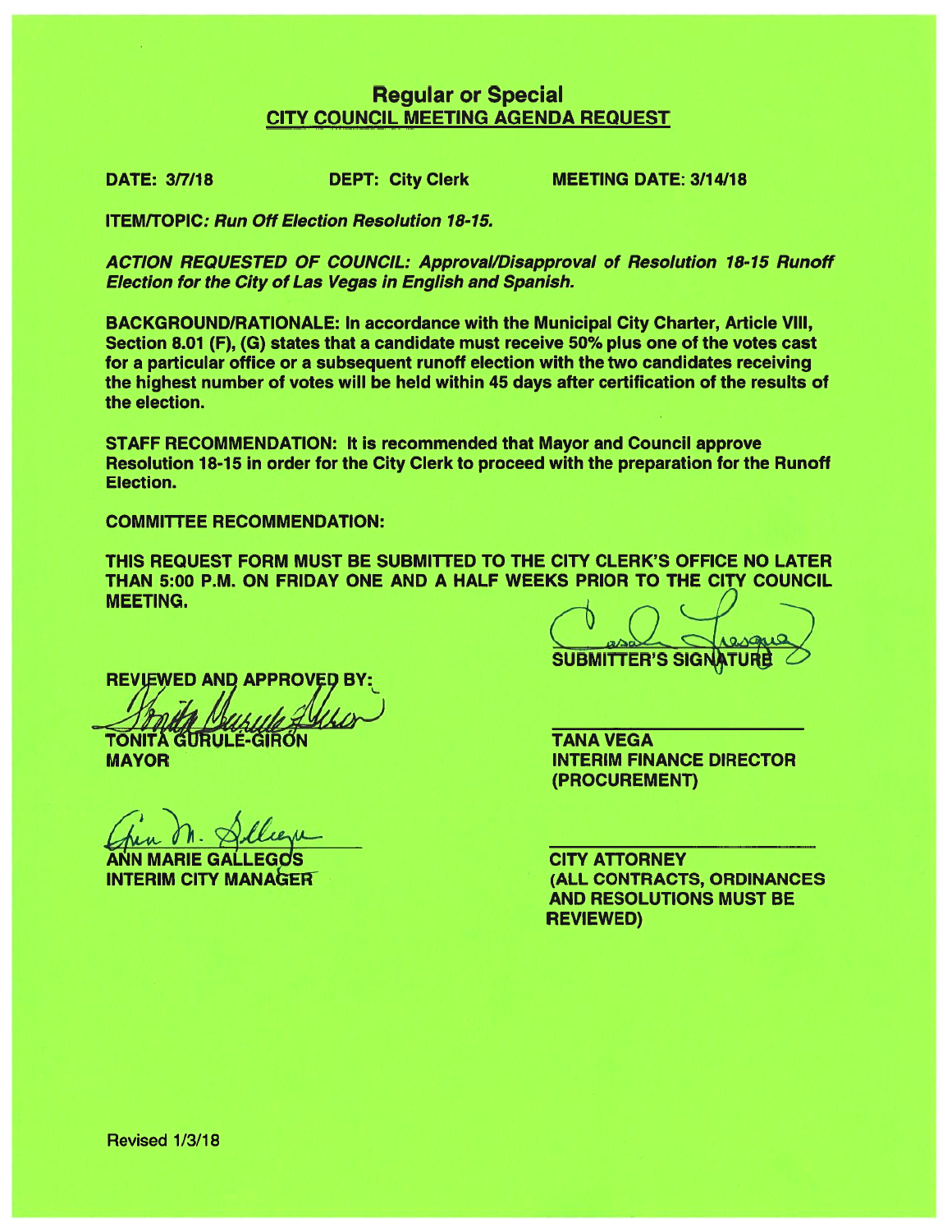## Regular or Special
## CITY COUNCIL MEETING AGENDA REQUEST

**DATE: 3/7/18** **DEPT: City Clerk** **MEETING DATE: 3/14/18**

**ITEM/TOPIC: *Run Off Election Resolution 18-15.***

***ACTION REQUESTED OF COUNCIL: Approval/Disapproval of Resolution 18-15 Runoff Election for the City of Las Vegas in English and Spanish.***

**BACKGROUND/RATIONALE: In accordance with the Municipal City Charter, Article VIII, Section 8.01 (F), (G) states that a candidate must receive 50% plus one of the votes cast for a particular office or a subsequent runoff election with the two candidates receiving the highest number of votes will be held within 45 days after certification of the results of the election.**

**STAFF RECOMMENDATION: It is recommended that Mayor and Council approve Resolution 18-15 in order for the City Clerk to proceed with the preparation for the Runoff Election.**

**COMMITTEE RECOMMENDATION:**

**THIS REQUEST FORM MUST BE SUBMITTED TO THE CITY CLERK'S OFFICE NO LATER THAN 5:00 P.M. ON FRIDAY ONE AND A HALF WEEKS PRIOR TO THE CITY COUNCIL MEETING.**

**SUBMITTER'S SIGNATURE**

**REVIEWED AND APPROVED BY:**

**TONITA GURULÉ-GIRÓN**
**MAYOR**

**TANA VEGA**
**INTERIM FINANCE DIRECTOR**
**(PROCUREMENT)**

**ANN MARIE GALLEGOS**
**INTERIM CITY MANAGER**

**CITY ATTORNEY**
**(ALL CONTRACTS, ORDINANCES AND RESOLUTIONS MUST BE REVIEWED)**

Revised 1/3/18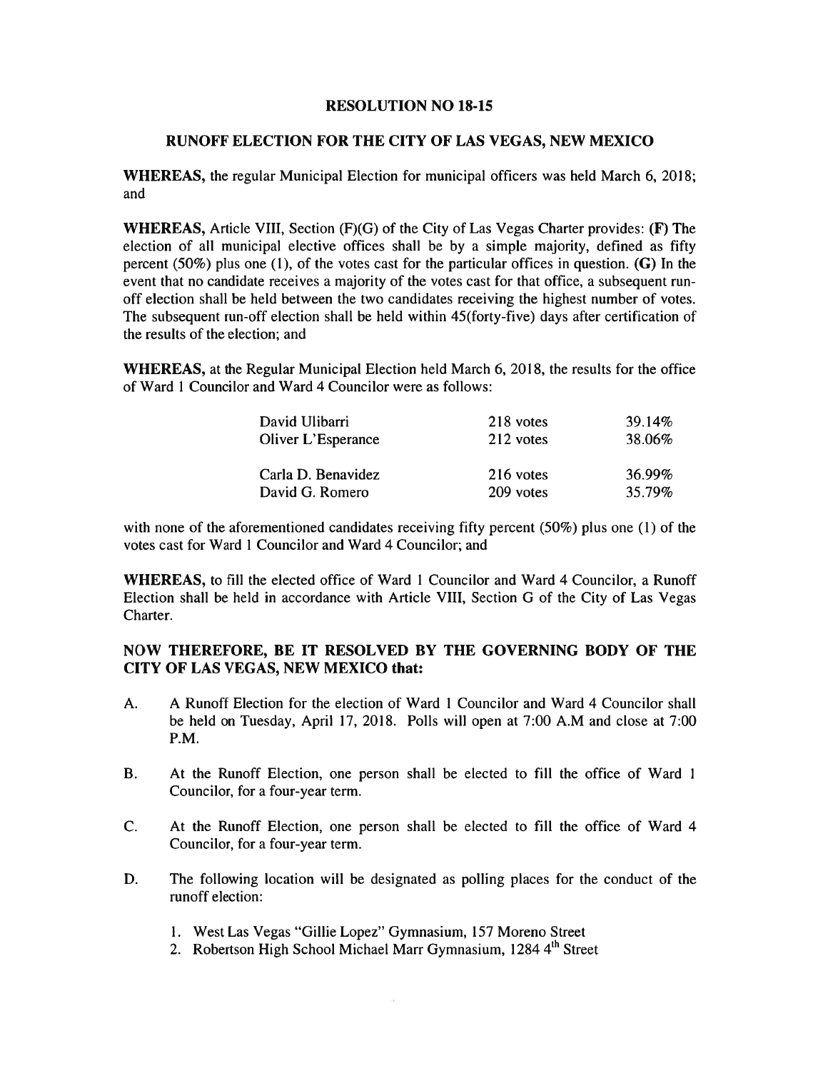# RESOLUTION NO 18-15

## RUNOFF ELECTION FOR THE CITY OF LAS VEGAS, NEW MEXICO

**WHEREAS,** the regular Municipal Election for municipal officers was held March 6, 2018; and

**WHEREAS,** Article VIII, Section (F)(G) of the City of Las Vegas Charter provides: **(F)** The election of all municipal elective offices shall be by a simple majority, defined as fifty percent (50%) plus one (1), of the votes cast for the particular offices in question. **(G)** In the event that no candidate receives a majority of the votes cast for that office, a subsequent run-off election shall be held between the two candidates receiving the highest number of votes. The subsequent run-off election shall be held within 45(forty-five) days after certification of the results of the election; and

**WHEREAS,** at the Regular Municipal Election held March 6, 2018, the results for the office of Ward 1 Councilor and Ward 4 Councilor were as follows:

| | | |
|---|---|---|
| David Ulibarri | 218 votes | 39.14% |
| Oliver L'Esperance | 212 votes | 38.06% |
| | | |
| Carla D. Benavidez | 216 votes | 36.99% |
| David G. Romero | 209 votes | 35.79% |

with none of the aforementioned candidates receiving fifty percent (50%) plus one (1) of the votes cast for Ward 1 Councilor and Ward 4 Councilor; and

**WHEREAS,** to fill the elected office of Ward 1 Councilor and Ward 4 Councilor, a Runoff Election shall be held in accordance with Article VIII, Section G of the City of Las Vegas Charter.

### NOW THEREFORE, BE IT RESOLVED BY THE GOVERNING BODY OF THE CITY OF LAS VEGAS, NEW MEXICO that:

A. A Runoff Election for the election of Ward 1 Councilor and Ward 4 Councilor shall be held on Tuesday, April 17, 2018. Polls will open at 7:00 A.M and close at 7:00 P.M.

B. At the Runoff Election, one person shall be elected to fill the office of Ward 1 Councilor, for a four-year term.

C. At the Runoff Election, one person shall be elected to fill the office of Ward 4 Councilor, for a four-year term.

D. The following location will be designated as polling places for the conduct of the runoff election:

1. West Las Vegas "Gillie Lopez" Gymnasium, 157 Moreno Street
2. Robertson High School Michael Marr Gymnasium, 1284 4th Street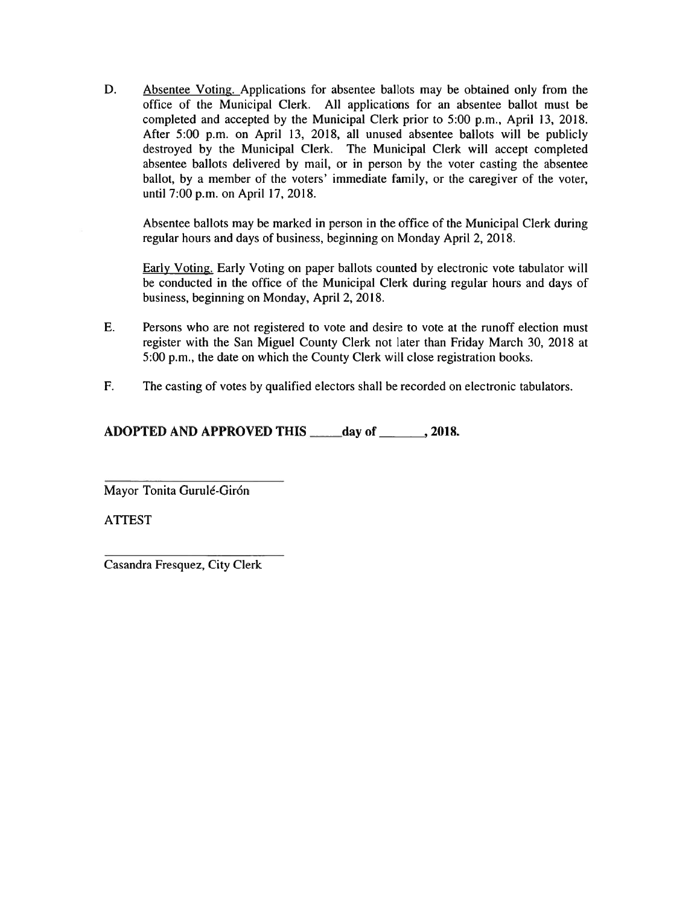D. <u>Absentee Voting.</u> Applications for absentee ballots may be obtained only from the office of the Municipal Clerk. All applications for an absentee ballot must be completed and accepted by the Municipal Clerk prior to 5:00 p.m., April 13, 2018. After 5:00 p.m. on April 13, 2018, all unused absentee ballots will be publicly destroyed by the Municipal Clerk. The Municipal Clerk will accept completed absentee ballots delivered by mail, or in person by the voter casting the absentee ballot, by a member of the voters' immediate family, or the caregiver of the voter, until 7:00 p.m. on April 17, 2018.

Absentee ballots may be marked in person in the office of the Municipal Clerk during regular hours and days of business, beginning on Monday April 2, 2018.

<u>Early Voting.</u> Early Voting on paper ballots counted by electronic vote tabulator will be conducted in the office of the Municipal Clerk during regular hours and days of business, beginning on Monday, April 2, 2018.

E. Persons who are not registered to vote and desire to vote at the runoff election must register with the San Miguel County Clerk not later than Friday March 30, 2018 at 5:00 p.m., the date on which the County Clerk will close registration books.

F. The casting of votes by qualified electors shall be recorded on electronic tabulators.

**ADOPTED AND APPROVED THIS \_\_\_\_\_day of \_\_\_\_\_\_\_, 2018.**

\_\_\_\_\_\_\_\_\_\_\_\_\_\_\_\_\_\_\_\_\_\_\_\_\_\_\_\_

Mayor Tonita Gurulé-Girón

ATTEST

\_\_\_\_\_\_\_\_\_\_\_\_\_\_\_\_\_\_\_\_\_\_\_\_\_\_\_\_

Casandra Fresquez, City Clerk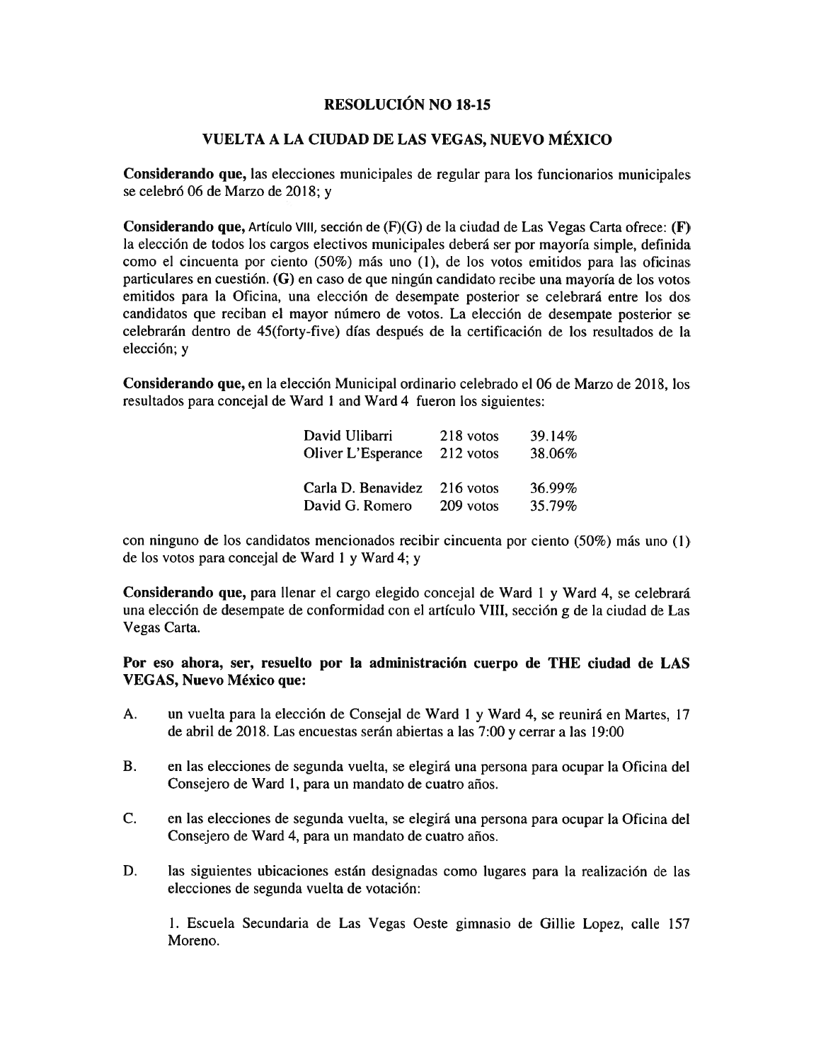# RESOLUCIÓN NO 18-15

## VUELTA A LA CIUDAD DE LAS VEGAS, NUEVO MÉXICO

**Considerando que,** las elecciones municipales de regular para los funcionarios municipales se celebró 06 de Marzo de 2018; y

**Considerando que,** Artículo VIII, sección de (F)(G) de la ciudad de Las Vegas Carta ofrece: **(F)** la elección de todos los cargos electivos municipales deberá ser por mayoría simple, definida como el cincuenta por ciento (50%) más uno (1), de los votos emitidos para las oficinas particulares en cuestión. **(G)** en caso de que ningún candidato recibe una mayoría de los votos emitidos para la Oficina, una elección de desempate posterior se celebrará entre los dos candidatos que reciban el mayor número de votos. La elección de desempate posterior se celebrarán dentro de 45(forty-five) días después de la certificación de los resultados de la elección; y

**Considerando que,** en la elección Municipal ordinario celebrado el 06 de Marzo de 2018, los resultados para concejal de Ward 1 and Ward 4 fueron los siguientes:

| | | |
|---|---|---|
| David Ulibarri | 218 votos | 39.14% |
| Oliver L'Esperance | 212 votos | 38.06% |
| | | |
| Carla D. Benavidez | 216 votos | 36.99% |
| David G. Romero | 209 votos | 35.79% |

con ninguno de los candidatos mencionados recibir cincuenta por ciento (50%) más uno (1) de los votos para concejal de Ward 1 y Ward 4; y

**Considerando que,** para llenar el cargo elegido concejal de Ward 1 y Ward 4, se celebrará una elección de desempate de conformidad con el artículo VIII, sección g de la ciudad de Las Vegas Carta.

**Por eso ahora, ser, resuelto por la administración cuerpo de THE ciudad de LAS VEGAS, Nuevo México que:**

A. un vuelta para la elección de Consejal de Ward 1 y Ward 4, se reunirá en Martes, 17 de abril de 2018. Las encuestas serán abiertas a las 7:00 y cerrar a las 19:00

B. en las elecciones de segunda vuelta, se elegirá una persona para ocupar la Oficina del Consejero de Ward 1, para un mandato de cuatro años.

C. en las elecciones de segunda vuelta, se elegirá una persona para ocupar la Oficina del Consejero de Ward 4, para un mandato de cuatro años.

D. las siguientes ubicaciones están designadas como lugares para la realización de las elecciones de segunda vuelta de votación:

   1. Escuela Secundaria de Las Vegas Oeste gimnasio de Gillie Lopez, calle 157 Moreno.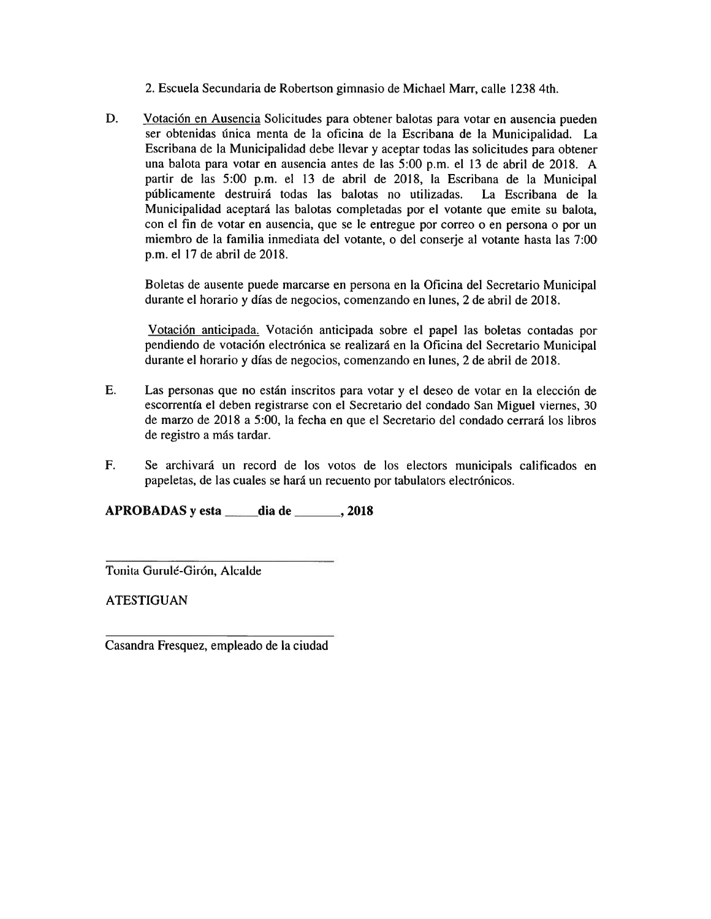2. Escuela Secundaria de Robertson gimnasio de Michael Marr, calle 1238 4th.

D. Votación en Ausencia Solicitudes para obtener balotas para votar en ausencia pueden ser obtenidas única menta de la oficina de la Escribana de la Municipalidad. La Escribana de la Municipalidad debe llevar y aceptar todas las solicitudes para obtener una balota para votar en ausencia antes de las 5:00 p.m. el 13 de abril de 2018. A partir de las 5:00 p.m. el 13 de abril de 2018, la Escribana de la Municipal públicamente destruirá todas las balotas no utilizadas. La Escribana de la Municipalidad aceptará las balotas completadas por el votante que emite su balota, con el fin de votar en ausencia, que se le entregue por correo o en persona o por un miembro de la familia inmediata del votante, o del conserje al votante hasta las 7:00 p.m. el 17 de abril de 2018.

Boletas de ausente puede marcarse en persona en la Oficina del Secretario Municipal durante el horario y días de negocios, comenzando en lunes, 2 de abril de 2018.

Votación anticipada. Votación anticipada sobre el papel las boletas contadas por pendiendo de votación electrónica se realizará en la Oficina del Secretario Municipal durante el horario y días de negocios, comenzando en lunes, 2 de abril de 2018.

E. Las personas que no están inscritos para votar y el deseo de votar en la elección de escorrentía el deben registrarse con el Secretario del condado San Miguel viernes, 30 de marzo de 2018 a 5:00, la fecha en que el Secretario del condado cerrará los libros de registro a más tardar.

F. Se archivará un record de los votos de los electors municipals calificados en papeletas, de las cuales se hará un recuento por tabulators electrónicos.

**APROBADAS y esta \_\_\_\_\_dia de \_\_\_\_\_\_\_, 2018**

\_\_\_\_\_\_\_\_\_\_\_\_\_\_\_\_\_\_\_\_\_\_\_\_\_\_\_\_\_\_\_\_\_\_

Tonita Gurulé-Girón, Alcalde

ATESTIGUAN

\_\_\_\_\_\_\_\_\_\_\_\_\_\_\_\_\_\_\_\_\_\_\_\_\_\_\_\_\_\_\_\_\_\_

Casandra Fresquez, empleado de la ciudad